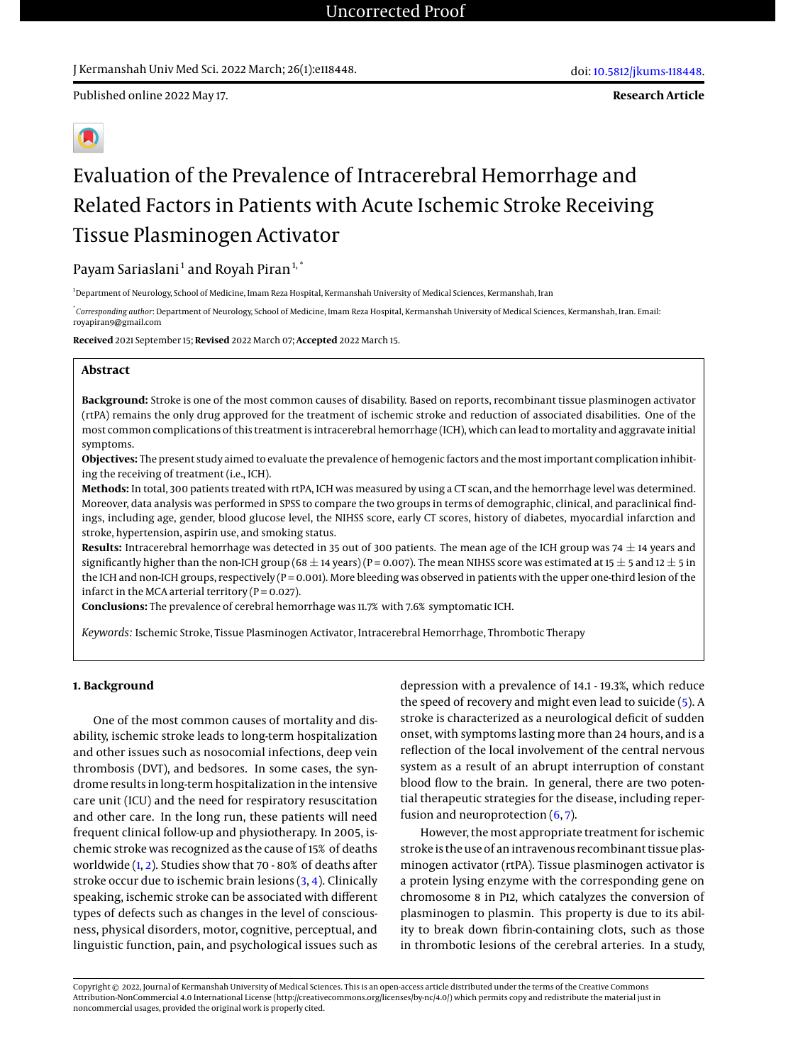Published online 2022 May 17.

**Research Article**

# Evaluation of the Prevalence of Intracerebral Hemorrhage and Related Factors in Patients with Acute Ischemic Stroke Receiving Tissue Plasminogen Activator

Payam Sariaslani[1] and Royah Piran[1,*]

[1]Department of Neurology, School of Medicine, Imam Reza Hospital, Kermanshah University of Medical Sciences, Kermanshah, Iran

[*]*Corresponding author*: Department of Neurology, School of Medicine, Imam Reza Hospital, Kermanshah University of Medical Sciences, Kermanshah, Iran. Email: royapiran9@gmail.com

**Received** 2021 September 15; **Revised** 2022 March 07; **Accepted** 2022 March 15.

## Abstract

**Background:** Stroke is one of the most common causes of disability. Based on reports, recombinant tissue plasminogen activator (rtPA) remains the only drug approved for the treatment of ischemic stroke and reduction of associated disabilities. One of the most common complications of this treatment is intracerebral hemorrhage (ICH), which can lead to mortality and aggravate initial symptoms.

**Objectives:** The present study aimed to evaluate the prevalence of hemogenic factors and the most important complication inhibiting the receiving of treatment (i.e., ICH).

**Methods:** In total, 300 patients treated with rtPA, ICH was measured by using a CT scan, and the hemorrhage level was determined. Moreover, data analysis was performed in SPSS to compare the two groups in terms of demographic, clinical, and paraclinical findings, including age, gender, blood glucose level, the NIHSS score, early CT scores, history of diabetes, myocardial infarction and stroke, hypertension, aspirin use, and smoking status.

**Results:** Intracerebral hemorrhage was detected in 35 out of 300 patients. The mean age of the ICH group was 74 $\pm$ 14 years and significantly higher than the non-ICH group (68 $\pm$ 14 years) (P = 0.007). The mean NIHSS score was estimated at 15 $\pm$ 5 and 12 $\pm$ 5 in the ICH and non-ICH groups, respectively (P = 0.001). More bleeding was observed in patients with the upper one-third lesion of the infarct in the MCA arterial territory (P = 0.027).

**Conclusions:** The prevalence of cerebral hemorrhage was 11.7% with 7.6% symptomatic ICH.

*Keywords:* Ischemic Stroke, Tissue Plasminogen Activator, Intracerebral Hemorrhage, Thrombotic Therapy

## 1. Background

One of the most common causes of mortality and disability, ischemic stroke leads to long-term hospitalization and other issues such as nosocomial infections, deep vein thrombosis (DVT), and bedsores. In some cases, the syndrome results in long-term hospitalization in the intensive care unit (ICU) and the need for respiratory resuscitation and other care. In the long run, these patients will need frequent clinical follow-up and physiotherapy. In 2005, ischemic stroke was recognized as the cause of 15% of deaths worldwide (1, 2). Studies show that 70 - 80% of deaths after stroke occur due to ischemic brain lesions (3, 4). Clinically speaking, ischemic stroke can be associated with different types of defects such as changes in the level of consciousness, physical disorders, motor, cognitive, perceptual, and linguistic function, pain, and psychological issues such as depression with a prevalence of 14.1 - 19.3%, which reduce the speed of recovery and might even lead to suicide (5). A stroke is characterized as a neurological deficit of sudden onset, with symptoms lasting more than 24 hours, and is a reflection of the local involvement of the central nervous system as a result of an abrupt interruption of constant blood flow to the brain. In general, there are two potential therapeutic strategies for the disease, including reperfusion and neuroprotection (6, 7).

However, the most appropriate treatment for ischemic stroke is the use of an intravenous recombinant tissue plasminogen activator (rtPA). Tissue plasminogen activator is a protein lysing enzyme with the corresponding gene on chromosome 8 in P12, which catalyzes the conversion of plasminogen to plasmin. This property is due to its ability to break down fibrin-containing clots, such as those in thrombotic lesions of the cerebral arteries. In a study,

Copyright © 2022, Journal of Kermanshah University of Medical Sciences. This is an open-access article distributed under the terms of the Creative Commons Attribution-NonCommercial 4.0 International License (http://creativecommons.org/licenses/by-nc/4.0/) which permits copy and redistribute the material just in noncommercial usages, provided the original work is properly cited.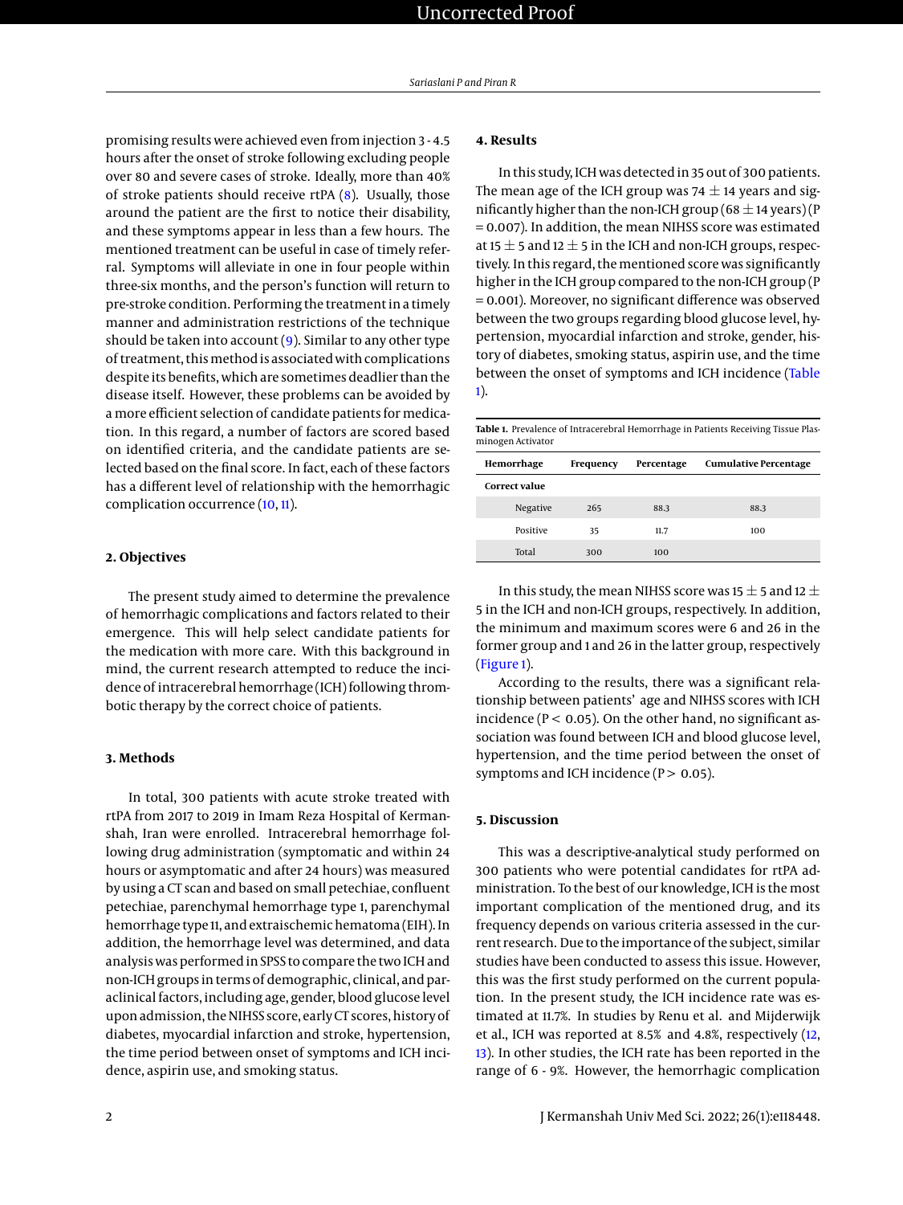promising results were achieved even from injection 3 - 4.5 hours after the onset of stroke following excluding people over 80 and severe cases of stroke. Ideally, more than 40% of stroke patients should receive rtPA (8). Usually, those around the patient are the first to notice their disability, and these symptoms appear in less than a few hours. The mentioned treatment can be useful in case of timely referral. Symptoms will alleviate in one in four people within three-six months, and the person's function will return to pre-stroke condition. Performing the treatment in a timely manner and administration restrictions of the technique should be taken into account (9). Similar to any other type of treatment, this method is associated with complications despite its benefits, which are sometimes deadlier than the disease itself. However, these problems can be avoided by a more efficient selection of candidate patients for medication. In this regard, a number of factors are scored based on identified criteria, and the candidate patients are selected based on the final score. In fact, each of these factors has a different level of relationship with the hemorrhagic complication occurrence (10, 11).

## 2. Objectives

The present study aimed to determine the prevalence of hemorrhagic complications and factors related to their emergence. This will help select candidate patients for the medication with more care. With this background in mind, the current research attempted to reduce the incidence of intracerebral hemorrhage (ICH) following thrombotic therapy by the correct choice of patients.

## 3. Methods

In total, 300 patients with acute stroke treated with rtPA from 2017 to 2019 in Imam Reza Hospital of Kermanshah, Iran were enrolled. Intracerebral hemorrhage following drug administration (symptomatic and within 24 hours or asymptomatic and after 24 hours) was measured by using a CT scan and based on small petechiae, confluent petechiae, parenchymal hemorrhage type 1, parenchymal hemorrhage type II, and extraischemic hematoma (EIH). In addition, the hemorrhage level was determined, and data analysis was performed in SPSS to compare the two ICH and non-ICH groups in terms of demographic, clinical, and paraclinical factors, including age, gender, blood glucose level upon admission, the NIHSS score, early CT scores, history of diabetes, myocardial infarction and stroke, hypertension, the time period between onset of symptoms and ICH incidence, aspirin use, and smoking status.

## 4. Results

In this study, ICH was detected in 35 out of 300 patients. The mean age of the ICH group was 74 ± 14 years and significantly higher than the non-ICH group (68 ± 14 years) (P = 0.007). In addition, the mean NIHSS score was estimated at 15 ± 5 and 12 ± 5 in the ICH and non-ICH groups, respectively. In this regard, the mentioned score was significantly higher in the ICH group compared to the non-ICH group (P = 0.001). Moreover, no significant difference was observed between the two groups regarding blood glucose level, hypertension, myocardial infarction and stroke, gender, history of diabetes, smoking status, aspirin use, and the time between the onset of symptoms and ICH incidence (Table 1).

**Table 1.** Prevalence of Intracerebral Hemorrhage in Patients Receiving Tissue Plasminogen Activator

| Hemorrhage | Frequency | Percentage | Cumulative Percentage |
|---|---|---|---|
| **Correct value** | | | |
| Negative | 265 | 88.3 | 88.3 |
| Positive | 35 | 11.7 | 100 |
| Total | 300 | 100 | |

In this study, the mean NIHSS score was 15 ± 5 and 12 ± 5 in the ICH and non-ICH groups, respectively. In addition, the minimum and maximum scores were 6 and 26 in the former group and 1 and 26 in the latter group, respectively (Figure 1).

According to the results, there was a significant relationship between patients' age and NIHSS scores with ICH incidence ($P < 0.05$). On the other hand, no significant association was found between ICH and blood glucose level, hypertension, and the time period between the onset of symptoms and ICH incidence ($P > 0.05$).

## 5. Discussion

This was a descriptive-analytical study performed on 300 patients who were potential candidates for rtPA administration. To the best of our knowledge, ICH is the most important complication of the mentioned drug, and its frequency depends on various criteria assessed in the current research. Due to the importance of the subject, similar studies have been conducted to assess this issue. However, this was the first study performed on the current population. In the present study, the ICH incidence rate was estimated at 11.7%. In studies by Renu et al. and Mijderwijk et al., ICH was reported at 8.5% and 4.8%, respectively (12, 13). In other studies, the ICH rate has been reported in the range of 6 - 9%. However, the hemorrhagic complication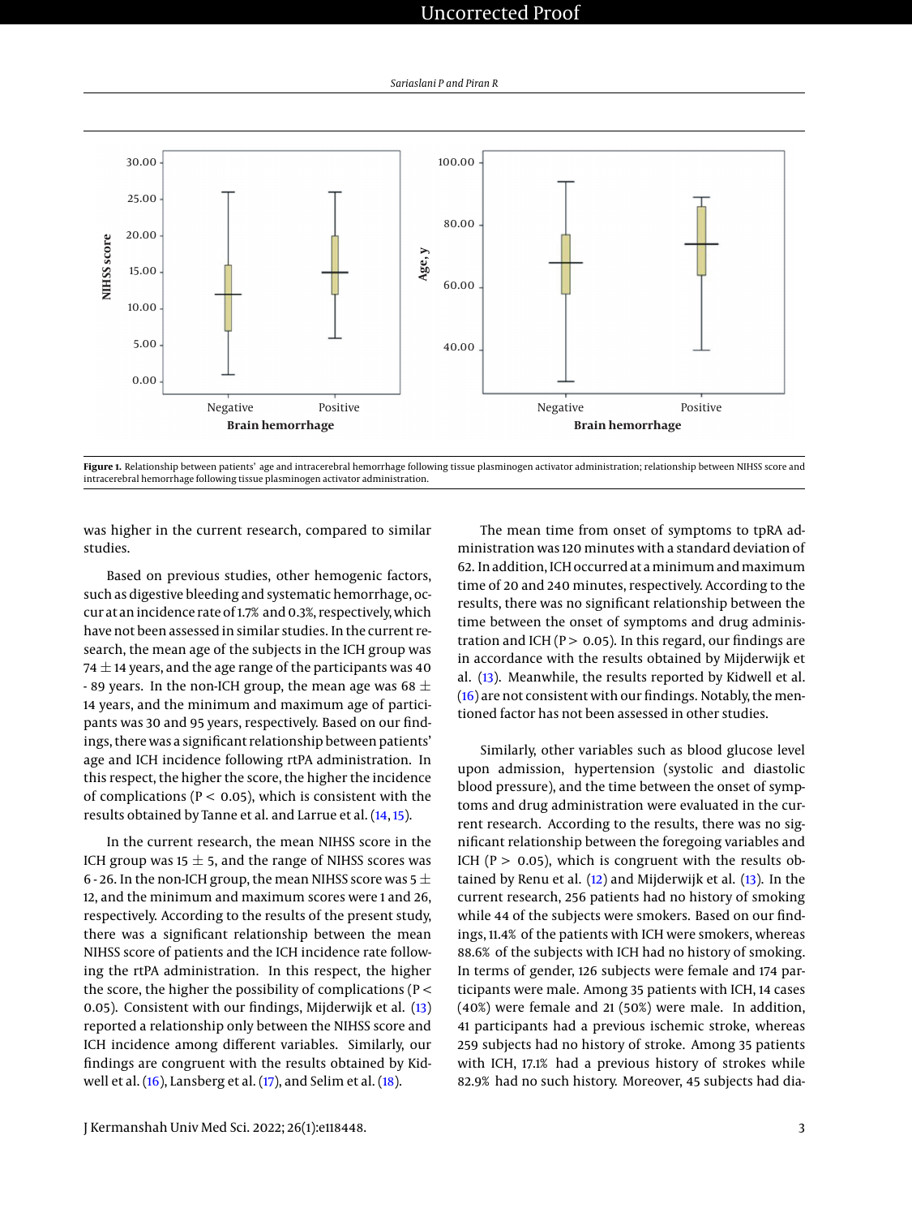Figure 1. Relationship between patients' age and intracerebral hemorrhage following tissue plasminogen activator administration; relationship between NIHSS score and intracerebral hemorrhage following tissue plasminogen activator administration.

was higher in the current research, compared to similar studies.

Based on previous studies, other hemogenic factors, such as digestive bleeding and systematic hemorrhage, occur at an incidence rate of 1.7% and 0.3%, respectively, which have not been assessed in similar studies. In the current research, the mean age of the subjects in the ICH group was 74 ± 14 years, and the age range of the participants was 40 - 89 years. In the non-ICH group, the mean age was 68 ± 14 years, and the minimum and maximum age of participants was 30 and 95 years, respectively. Based on our findings, there was a significant relationship between patients' age and ICH incidence following rtPA administration. In this respect, the higher the score, the higher the incidence of complications ($P < 0.05$), which is consistent with the results obtained by Tanne et al. and Larrue et al. (14, 15).

In the current research, the mean NIHSS score in the ICH group was 15 ± 5, and the range of NIHSS scores was 6 - 26. In the non-ICH group, the mean NIHSS score was 5 ± 12, and the minimum and maximum scores were 1 and 26, respectively. According to the results of the present study, there was a significant relationship between the mean NIHSS score of patients and the ICH incidence rate following the rtPA administration. In this respect, the higher the score, the higher the possibility of complications ($P < 0.05$). Consistent with our findings, Mijderwijk et al. (13) reported a relationship only between the NIHSS score and ICH incidence among different variables. Similarly, our findings are congruent with the results obtained by Kidwell et al. (16), Lansberg et al. (17), and Selim et al. (18).

The mean time from onset of symptoms to tpRA administration was 120 minutes with a standard deviation of 62. In addition, ICH occurred at a minimum and maximum time of 20 and 240 minutes, respectively. According to the results, there was no significant relationship between the time between the onset of symptoms and drug administration and ICH ($P > 0.05$). In this regard, our findings are in accordance with the results obtained by Mijderwijk et al. (13). Meanwhile, the results reported by Kidwell et al. (16) are not consistent with our findings. Notably, the mentioned factor has not been assessed in other studies.

Similarly, other variables such as blood glucose level upon admission, hypertension (systolic and diastolic blood pressure), and the time between the onset of symptoms and drug administration were evaluated in the current research. According to the results, there was no significant relationship between the foregoing variables and ICH ($P > 0.05$), which is congruent with the results obtained by Renu et al. (12) and Mijderwijk et al. (13). In the current research, 256 patients had no history of smoking while 44 of the subjects were smokers. Based on our findings, 11.4% of the patients with ICH were smokers, whereas 88.6% of the subjects with ICH had no history of smoking. In terms of gender, 126 subjects were female and 174 participants were male. Among 35 patients with ICH, 14 cases (40%) were female and 21 (50%) were male. In addition, 41 participants had a previous ischemic stroke, whereas 259 subjects had no history of stroke. Among 35 patients with ICH, 17.1% had a previous history of strokes while 82.9% had no such history. Moreover, 45 subjects had dia-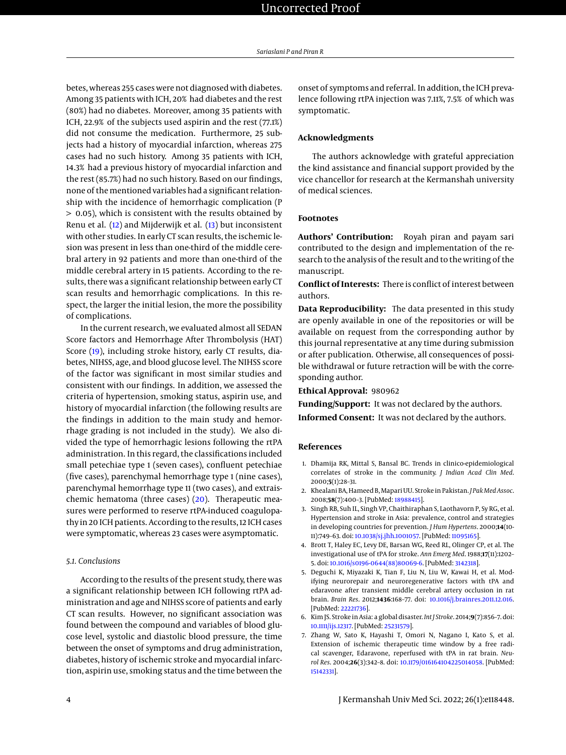betes, whereas 255 cases were not diagnosed with diabetes. Among 35 patients with ICH, 20% had diabetes and the rest (80%) had no diabetes. Moreover, among 35 patients with ICH, 22.9% of the subjects used aspirin and the rest (77.1%) did not consume the medication. Furthermore, 25 subjects had a history of myocardial infarction, whereas 275 cases had no such history. Among 35 patients with ICH, 14.3% had a previous history of myocardial infarction and the rest (85.7%) had no such history. Based on our findings, none of the mentioned variables had a significant relationship with the incidence of hemorrhagic complication ($P > 0.05$), which is consistent with the results obtained by Renu et al. (12) and Mijderwijk et al. (13) but inconsistent with other studies. In early CT scan results, the ischemic lesion was present in less than one-third of the middle cerebral artery in 92 patients and more than one-third of the middle cerebral artery in 15 patients. According to the results, there was a significant relationship between early CT scan results and hemorrhagic complications. In this respect, the larger the initial lesion, the more the possibility of complications.

In the current research, we evaluated almost all SEDAN Score factors and Hemorrhage After Thrombolysis (HAT) Score (19), including stroke history, early CT results, diabetes, NIHSS, age, and blood glucose level. The NIHSS score of the factor was significant in most similar studies and consistent with our findings. In addition, we assessed the criteria of hypertension, smoking status, aspirin use, and history of myocardial infarction (the following results are the findings in addition to the main study and hemorrhage grading is not included in the study). We also divided the type of hemorrhagic lesions following the rtPA administration. In this regard, the classifications included small petechiae type 1 (seven cases), confluent petechiae (five cases), parenchymal hemorrhage type 1 (nine cases), parenchymal hemorrhage type II (two cases), and extraischemic hematoma (three cases) (20). Therapeutic measures were performed to reserve rtPA-induced coagulopathy in 20 ICH patients. According to the results, 12 ICH cases were symptomatic, whereas 23 cases were asymptomatic.

### 5.1. Conclusions

According to the results of the present study, there was a significant relationship between ICH following rtPA administration and age and NIHSS score of patients and early CT scan results. However, no significant association was found between the compound and variables of blood glucose level, systolic and diastolic blood pressure, the time between the onset of symptoms and drug administration, diabetes, history of ischemic stroke and myocardial infarction, aspirin use, smoking status and the time between the onset of symptoms and referral. In addition, the ICH prevalence following rtPA injection was 7.11%, 7.5% of which was symptomatic.

## Acknowledgments

The authors acknowledge with grateful appreciation the kind assistance and financial support provided by the vice chancellor for research at the Kermanshah university of medical sciences.

## Footnotes

**Authors' Contribution:** Royah piran and payam sari contributed to the design and implementation of the research to the analysis of the result and to the writing of the manuscript.

**Conflict of Interests:** There is conflict of interest between authors.

**Data Reproducibility:** The data presented in this study are openly available in one of the repositories or will be available on request from the corresponding author by this journal representative at any time during submission or after publication. Otherwise, all consequences of possible withdrawal or future retraction will be with the corresponding author.

**Ethical Approval:** 980962

**Funding/Support:** It was not declared by the authors.

**Informed Consent:** It was not declared by the authors.

## References

1. Dhamija RK, Mittal S, Bansal BC. Trends in clinico-epidemiological correlates of stroke in the community. *J Indian Acad Clin Med*. 2000;**5**(1):28–31.
2. Khealani BA, Hameed B, Mapari UU. Stroke in Pakistan. *J Pak Med Assoc*. 2008;**58**(7):400–3. [PubMed: 18988415].
3. Singh RB, Suh IL, Singh VP, Chaithiraphan S, Laothavorn P, Sy RG, et al. Hypertension and stroke in Asia: prevalence, control and strategies in developing countries for prevention. *J Hum Hypertens*. 2000;**14**(10-11):749–63. doi: 10.1038/sj.jhh.1001057. [PubMed: 11095165].
4. Brott T, Haley EC, Levy DE, Barsan WG, Reed RL, Olinger CP, et al. The investigational use of tPA for stroke. *Ann Emerg Med*. 1988;**17**(11):1202–5. doi: 10.1016/s0196-0644(88)80069-6. [PubMed: 3142318].
5. Deguchi K, Miyazaki K, Tian F, Liu N, Liu W, Kawai H, et al. Modifying neurorepair and neuroregenerative factors with tPA and edaravone after transient middle cerebral artery occlusion in rat brain. *Brain Res*. 2012;**1436**:168–77. doi: 10.1016/j.brainres.2011.12.016. [PubMed: 22221736].
6. Kim JS. Stroke in Asia: a global disaster. *Int J Stroke*. 2014;**9**(7):856–7. doi: 10.1111/ijs.12317. [PubMed: 25231579].
7. Zhang W, Sato K, Hayashi T, Omori N, Nagano I, Kato S, et al. Extension of ischemic therapeutic time window by a free radical scavenger, Edaravone, reperfused with tPA in rat brain. *Neurol Res*. 2004;**26**(3):342–8. doi: 10.1179/016164104225014058. [PubMed: 15142331].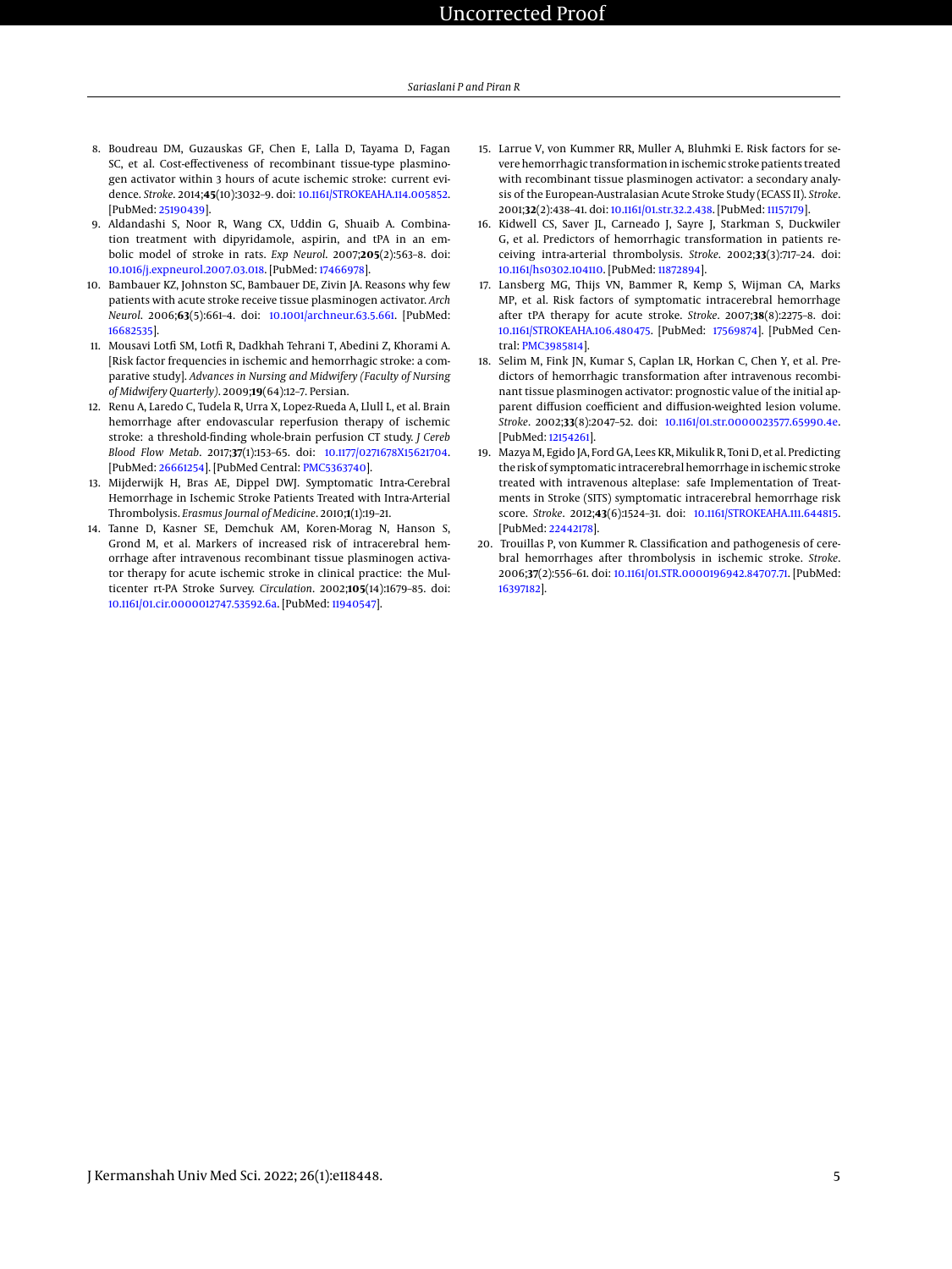8. Boudreau DM, Guzauskas GF, Chen E, Lalla D, Tayama D, Fagan SC, et al. Cost-effectiveness of recombinant tissue-type plasminogen activator within 3 hours of acute ischemic stroke: current evidence. *Stroke*. 2014;**45**(10):3032–9. doi: 10.1161/STROKEAHA.114.005852. [PubMed: 25190439].
9. Aldandashi S, Noor R, Wang CX, Uddin G, Shuaib A. Combination treatment with dipyridamole, aspirin, and tPA in an embolic model of stroke in rats. *Exp Neurol*. 2007;**205**(2):563–8. doi: 10.1016/j.expneurol.2007.03.018. [PubMed: 17466978].
10. Bambauer KZ, Johnston SC, Bambauer DE, Zivin JA. Reasons why few patients with acute stroke receive tissue plasminogen activator. *Arch Neurol*. 2006;**63**(5):661–4. doi: 10.1001/archneur.63.5.661. [PubMed: 16682535].
11. Mousavi Lotfi SM, Lotfi R, Dadkhah Tehrani T, Abedini Z, Khorami A. [Risk factor frequencies in ischemic and hemorrhagic stroke: a comparative study]. *Advances in Nursing and Midwifery (Faculty of Nursing of Midwifery Quarterly)*. 2009;**19**(64):12–7. Persian.
12. Renu A, Laredo C, Tudela R, Urra X, Lopez-Rueda A, Llull L, et al. Brain hemorrhage after endovascular reperfusion therapy of ischemic stroke: a threshold-finding whole-brain perfusion CT study. *J Cereb Blood Flow Metab*. 2017;**37**(1):153–65. doi: 10.1177/0271678X15621704. [PubMed: 26661254]. [PubMed Central: PMC5363740].
13. Mijderwijk H, Bras AE, Dippel DWJ. Symptomatic Intra-Cerebral Hemorrhage in Ischemic Stroke Patients Treated with Intra-Arterial Thrombolysis. *Erasmus Journal of Medicine*. 2010;**1**(1):19–21.
14. Tanne D, Kasner SE, Demchuk AM, Koren-Morag N, Hanson S, Grond M, et al. Markers of increased risk of intracerebral hemorrhage after intravenous recombinant tissue plasminogen activator therapy for acute ischemic stroke in clinical practice: the Multicenter rt-PA Stroke Survey. *Circulation*. 2002;**105**(14):1679–85. doi: 10.1161/01.cir.0000012747.53592.6a. [PubMed: 11940547].
15. Larrue V, von Kummer RR, Muller A, Bluhmki E. Risk factors for severe hemorrhagic transformation in ischemic stroke patients treated with recombinant tissue plasminogen activator: a secondary analysis of the European-Australasian Acute Stroke Study (ECASS II). *Stroke*. 2001;**32**(2):438–41. doi: 10.1161/01.str.32.2.438. [PubMed: 11157179].
16. Kidwell CS, Saver JL, Carneado J, Sayre J, Starkman S, Duckwiler G, et al. Predictors of hemorrhagic transformation in patients receiving intra-arterial thrombolysis. *Stroke*. 2002;**33**(3):717–24. doi: 10.1161/hs0302.104110. [PubMed: 11872894].
17. Lansberg MG, Thijs VN, Bammer R, Kemp S, Wijman CA, Marks MP, et al. Risk factors of symptomatic intracerebral hemorrhage after tPA therapy for acute stroke. *Stroke*. 2007;**38**(8):2275–8. doi: 10.1161/STROKEAHA.106.480475. [PubMed: 17569874]. [PubMed Central: PMC3985814].
18. Selim M, Fink JN, Kumar S, Caplan LR, Horkan C, Chen Y, et al. Predictors of hemorrhagic transformation after intravenous recombinant tissue plasminogen activator: prognostic value of the initial apparent diffusion coefficient and diffusion-weighted lesion volume. *Stroke*. 2002;**33**(8):2047–52. doi: 10.1161/01.str.0000023577.65990.4e. [PubMed: 12154261].
19. Mazya M, Egido JA, Ford GA, Lees KR, Mikulik R, Toni D, et al. Predicting the risk of symptomatic intracerebral hemorrhage in ischemic stroke treated with intravenous alteplase: safe Implementation of Treatments in Stroke (SITS) symptomatic intracerebral hemorrhage risk score. *Stroke*. 2012;**43**(6):1524–31. doi: 10.1161/STROKEAHA.111.644815. [PubMed: 22442178].
20. Trouillas P, von Kummer R. Classification and pathogenesis of cerebral hemorrhages after thrombolysis in ischemic stroke. *Stroke*. 2006;**37**(2):556–61. doi: 10.1161/01.STR.0000196942.84707.71. [PubMed: 16397182].